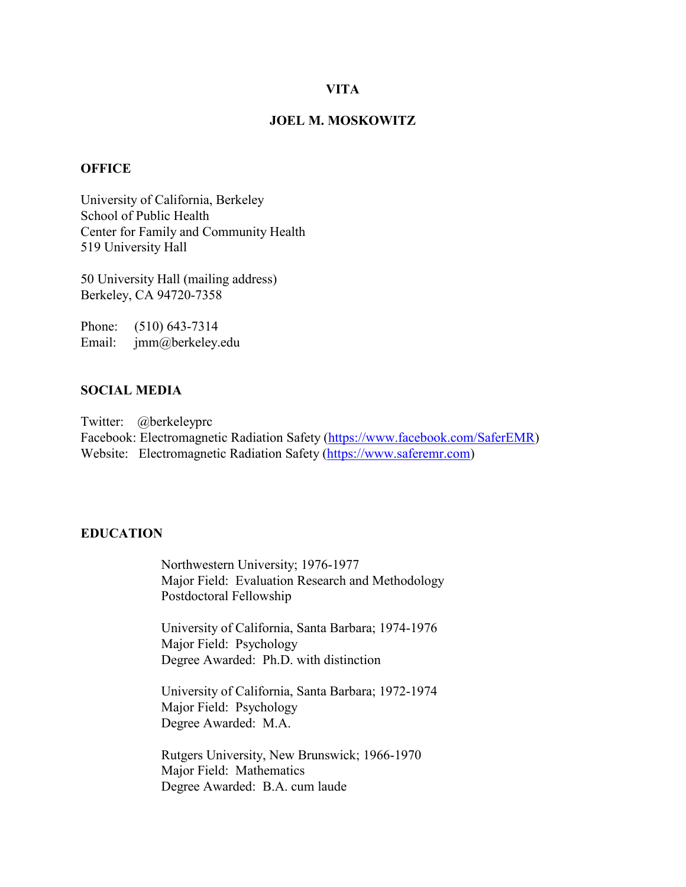# VITA

# JOEL M. MOSKOWITZ

## OFFICE

University of California, Berkeley
School of Public Health
Center for Family and Community Health
519 University Hall

50 University Hall (mailing address)
Berkeley, CA 94720-7358

Phone: (510) 643-7314
Email: jmm@berkeley.edu

## SOCIAL MEDIA

Twitter: @berkeleyprc
Facebook: Electromagnetic Radiation Safety (https://www.facebook.com/SaferEMR)
Website: Electromagnetic Radiation Safety (https://www.saferemr.com)

## EDUCATION

Northwestern University; 1976-1977
Major Field: Evaluation Research and Methodology
Postdoctoral Fellowship

University of California, Santa Barbara; 1974-1976
Major Field: Psychology
Degree Awarded: Ph.D. with distinction

University of California, Santa Barbara; 1972-1974
Major Field: Psychology
Degree Awarded: M.A.

Rutgers University, New Brunswick; 1966-1970
Major Field: Mathematics
Degree Awarded: B.A. cum laude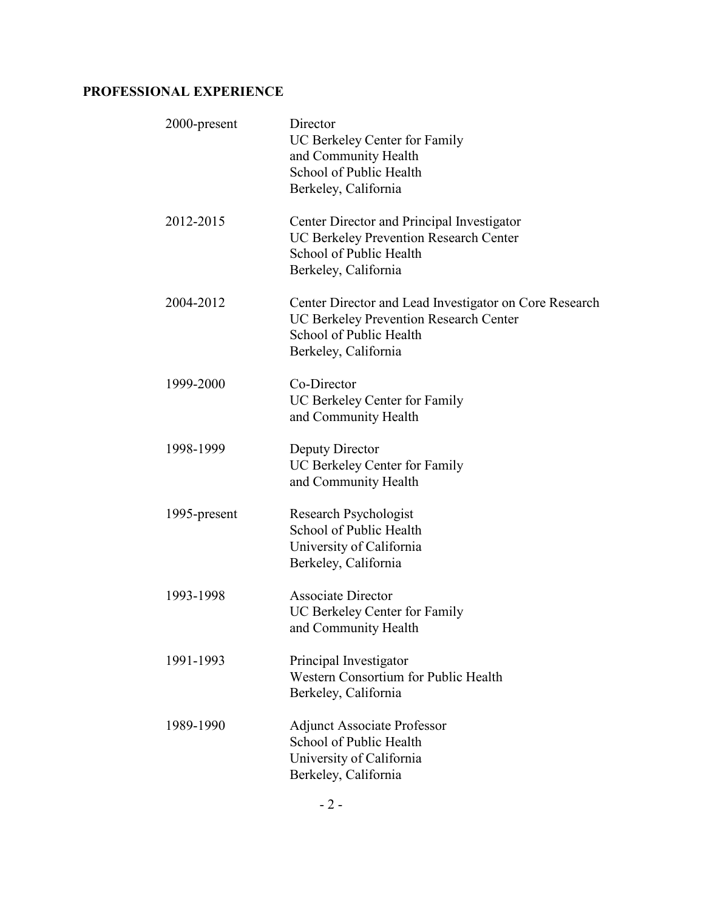## PROFESSIONAL EXPERIENCE

| | |
|---|---|
| 2000-present | Director<br>UC Berkeley Center for Family<br>and Community Health<br>School of Public Health<br>Berkeley, California |
| 2012-2015 | Center Director and Principal Investigator<br>UC Berkeley Prevention Research Center<br>School of Public Health<br>Berkeley, California |
| 2004-2012 | Center Director and Lead Investigator on Core Research<br>UC Berkeley Prevention Research Center<br>School of Public Health<br>Berkeley, California |
| 1999-2000 | Co-Director<br>UC Berkeley Center for Family<br>and Community Health |
| 1998-1999 | Deputy Director<br>UC Berkeley Center for Family<br>and Community Health |
| 1995-present | Research Psychologist<br>School of Public Health<br>University of California<br>Berkeley, California |
| 1993-1998 | Associate Director<br>UC Berkeley Center for Family<br>and Community Health |
| 1991-1993 | Principal Investigator<br>Western Consortium for Public Health<br>Berkeley, California |
| 1989-1990 | Adjunct Associate Professor<br>School of Public Health<br>University of California<br>Berkeley, California |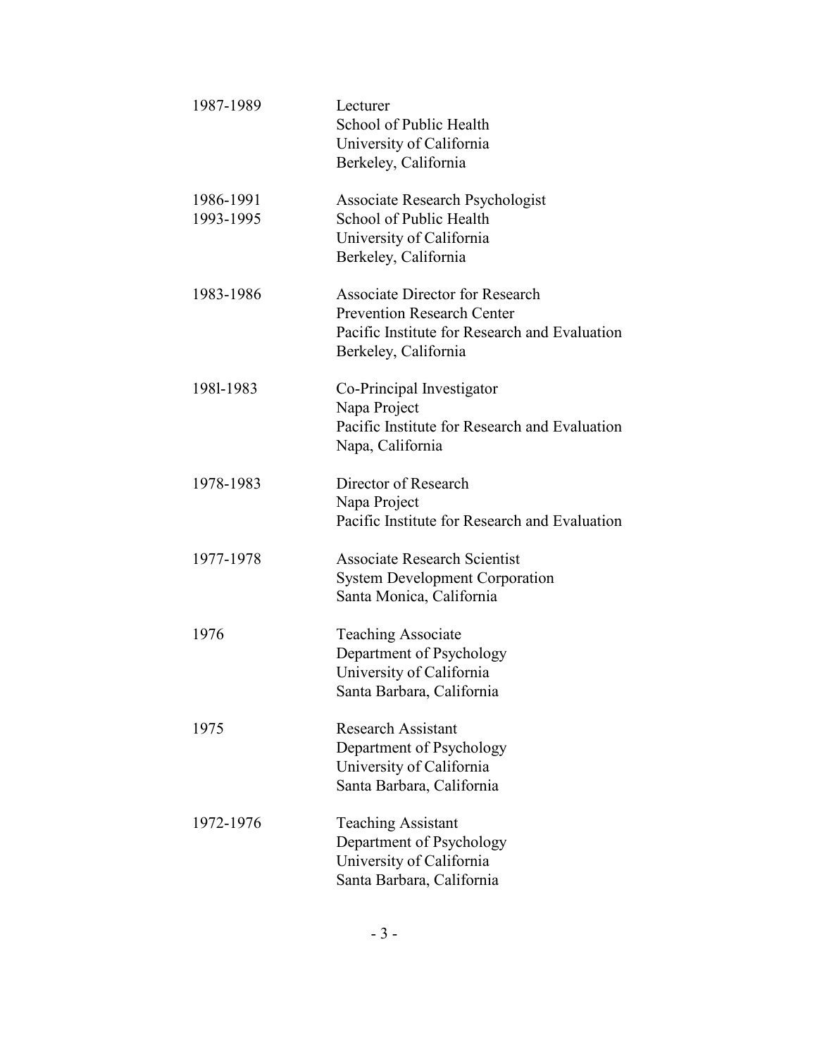| | |
|---|---|
| 1987-1989 | Lecturer<br>School of Public Health<br>University of California<br>Berkeley, California |
| 1986-1991<br>1993-1995 | Associate Research Psychologist<br>School of Public Health<br>University of California<br>Berkeley, California |
| 1983-1986 | Associate Director for Research<br>Prevention Research Center<br>Pacific Institute for Research and Evaluation<br>Berkeley, California |
| 198l-1983 | Co-Principal Investigator<br>Napa Project<br>Pacific Institute for Research and Evaluation<br>Napa, California |
| 1978-1983 | Director of Research<br>Napa Project<br>Pacific Institute for Research and Evaluation |
| 1977-1978 | Associate Research Scientist<br>System Development Corporation<br>Santa Monica, California |
| 1976 | Teaching Associate<br>Department of Psychology<br>University of California<br>Santa Barbara, California |
| 1975 | Research Assistant<br>Department of Psychology<br>University of California<br>Santa Barbara, California |
| 1972-1976 | Teaching Assistant<br>Department of Psychology<br>University of California<br>Santa Barbara, California |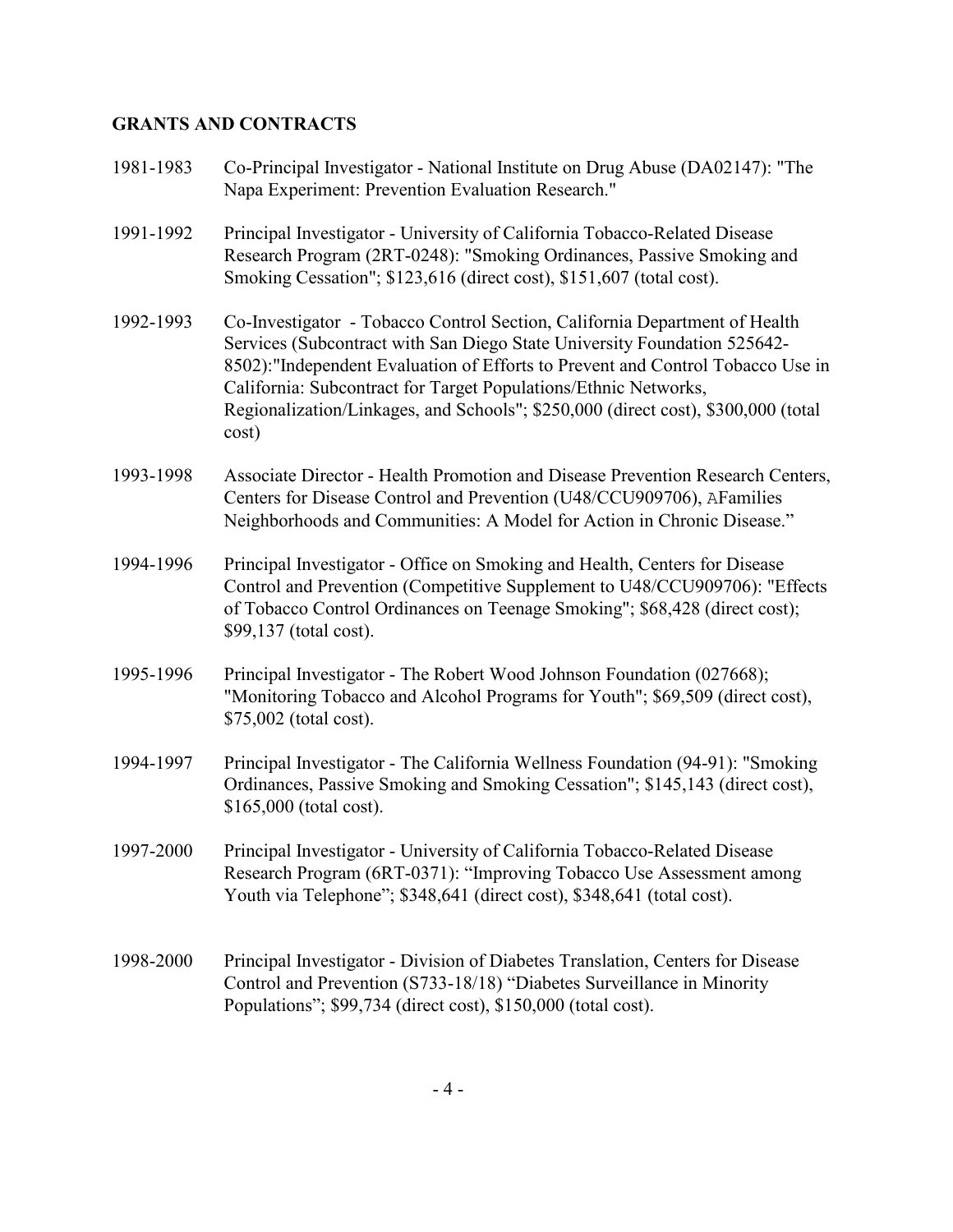## GRANTS AND CONTRACTS

1981-1983 Co-Principal Investigator - National Institute on Drug Abuse (DA02147): "The Napa Experiment: Prevention Evaluation Research."

1991-1992 Principal Investigator - University of California Tobacco-Related Disease Research Program (2RT-0248): "Smoking Ordinances, Passive Smoking and Smoking Cessation"; $123,616 (direct cost), $151,607 (total cost).

1992-1993 Co-Investigator - Tobacco Control Section, California Department of Health Services (Subcontract with San Diego State University Foundation 525642-8502):"Independent Evaluation of Efforts to Prevent and Control Tobacco Use in California: Subcontract for Target Populations/Ethnic Networks, Regionalization/Linkages, and Schools"; $250,000 (direct cost), $300,000 (total cost)

1993-1998 Associate Director - Health Promotion and Disease Prevention Research Centers, Centers for Disease Control and Prevention (U48/CCU909706), AFamilies Neighborhoods and Communities: A Model for Action in Chronic Disease."

1994-1996 Principal Investigator - Office on Smoking and Health, Centers for Disease Control and Prevention (Competitive Supplement to U48/CCU909706): "Effects of Tobacco Control Ordinances on Teenage Smoking"; $68,428 (direct cost); $99,137 (total cost).

1995-1996 Principal Investigator - The Robert Wood Johnson Foundation (027668); "Monitoring Tobacco and Alcohol Programs for Youth"; $69,509 (direct cost), $75,002 (total cost).

1994-1997 Principal Investigator - The California Wellness Foundation (94-91): "Smoking Ordinances, Passive Smoking and Smoking Cessation"; $145,143 (direct cost), $165,000 (total cost).

1997-2000 Principal Investigator - University of California Tobacco-Related Disease Research Program (6RT-0371): "Improving Tobacco Use Assessment among Youth via Telephone"; $348,641 (direct cost), $348,641 (total cost).

1998-2000 Principal Investigator - Division of Diabetes Translation, Centers for Disease Control and Prevention (S733-18/18) "Diabetes Surveillance in Minority Populations"; $99,734 (direct cost), $150,000 (total cost).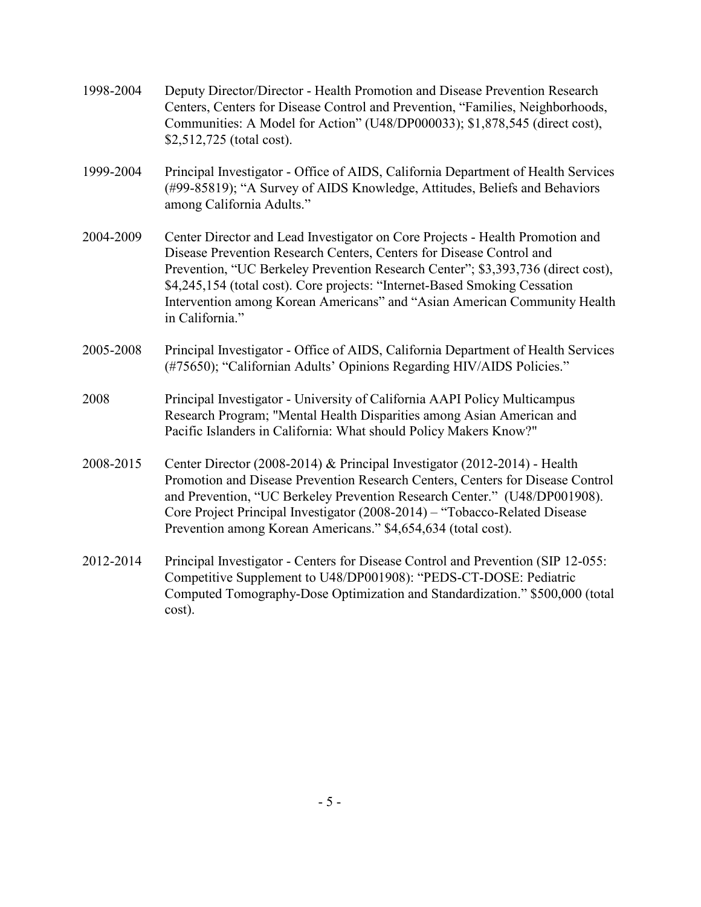1998-2004 Deputy Director/Director - Health Promotion and Disease Prevention Research Centers, Centers for Disease Control and Prevention, "Families, Neighborhoods, Communities: A Model for Action" (U48/DP000033); $1,878,545 (direct cost), $2,512,725 (total cost).

1999-2004 Principal Investigator - Office of AIDS, California Department of Health Services (#99-85819); "A Survey of AIDS Knowledge, Attitudes, Beliefs and Behaviors among California Adults."

2004-2009 Center Director and Lead Investigator on Core Projects - Health Promotion and Disease Prevention Research Centers, Centers for Disease Control and Prevention, "UC Berkeley Prevention Research Center"; $3,393,736 (direct cost), $4,245,154 (total cost). Core projects: "Internet-Based Smoking Cessation Intervention among Korean Americans" and "Asian American Community Health in California."

2005-2008 Principal Investigator - Office of AIDS, California Department of Health Services (#75650); "Californian Adults' Opinions Regarding HIV/AIDS Policies."

2008 Principal Investigator - University of California AAPI Policy Multicampus Research Program; "Mental Health Disparities among Asian American and Pacific Islanders in California: What should Policy Makers Know?"

2008-2015 Center Director (2008-2014) & Principal Investigator (2012-2014) - Health Promotion and Disease Prevention Research Centers, Centers for Disease Control and Prevention, "UC Berkeley Prevention Research Center." (U48/DP001908). Core Project Principal Investigator (2008-2014) – "Tobacco-Related Disease Prevention among Korean Americans." $4,654,634 (total cost).

2012-2014 Principal Investigator - Centers for Disease Control and Prevention (SIP 12-055: Competitive Supplement to U48/DP001908): "PEDS-CT-DOSE: Pediatric Computed Tomography-Dose Optimization and Standardization." $500,000 (total cost).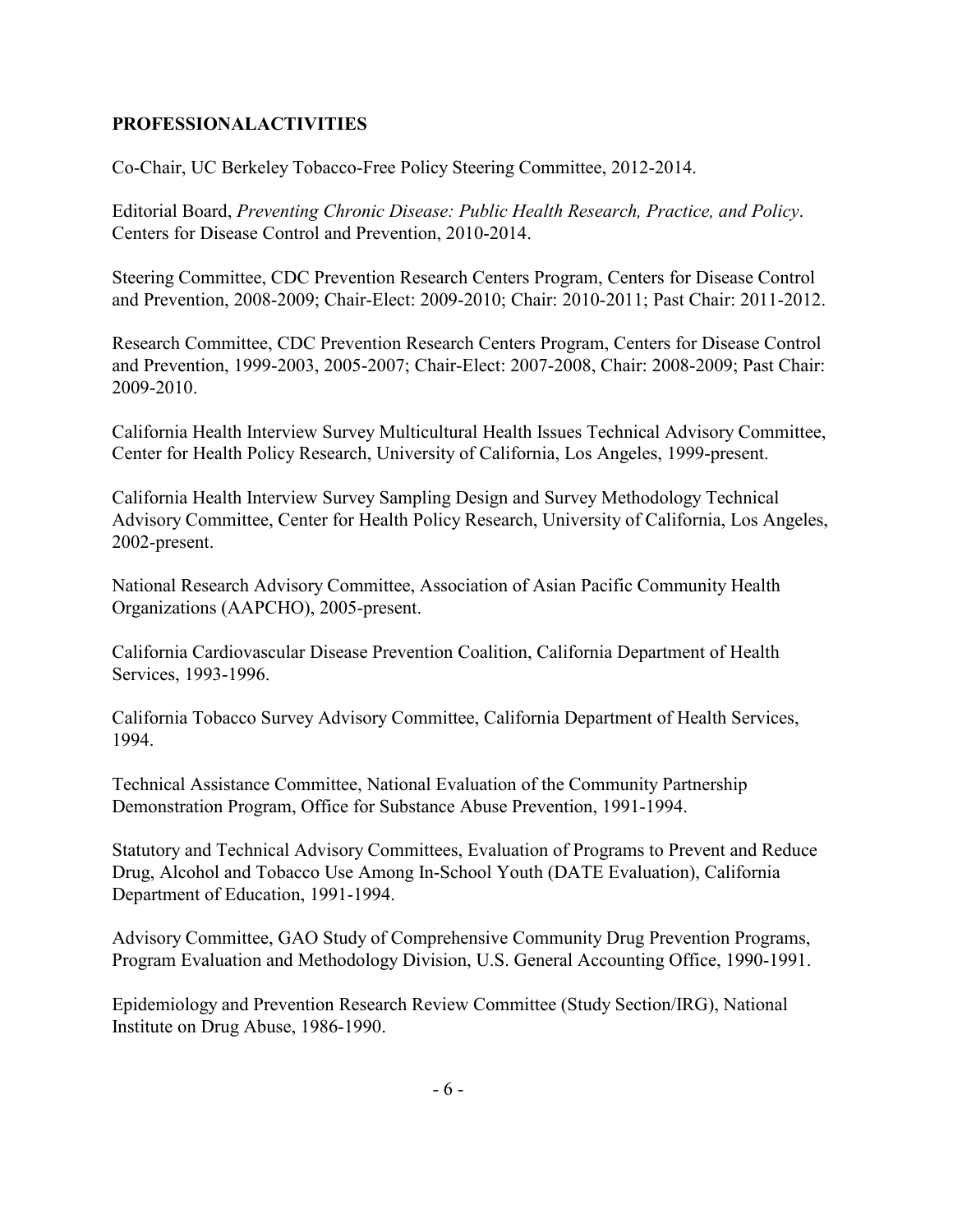## PROFESSIONALACTIVITIES

Co-Chair, UC Berkeley Tobacco-Free Policy Steering Committee, 2012-2014.

Editorial Board, *Preventing Chronic Disease: Public Health Research, Practice, and Policy*. Centers for Disease Control and Prevention, 2010-2014.

Steering Committee, CDC Prevention Research Centers Program, Centers for Disease Control and Prevention, 2008-2009; Chair-Elect: 2009-2010; Chair: 2010-2011; Past Chair: 2011-2012.

Research Committee, CDC Prevention Research Centers Program, Centers for Disease Control and Prevention, 1999-2003, 2005-2007; Chair-Elect: 2007-2008, Chair: 2008-2009; Past Chair: 2009-2010.

California Health Interview Survey Multicultural Health Issues Technical Advisory Committee, Center for Health Policy Research, University of California, Los Angeles, 1999-present.

California Health Interview Survey Sampling Design and Survey Methodology Technical Advisory Committee, Center for Health Policy Research, University of California, Los Angeles, 2002-present.

National Research Advisory Committee, Association of Asian Pacific Community Health Organizations (AAPCHO), 2005-present.

California Cardiovascular Disease Prevention Coalition, California Department of Health Services, 1993-1996.

California Tobacco Survey Advisory Committee, California Department of Health Services, 1994.

Technical Assistance Committee, National Evaluation of the Community Partnership Demonstration Program, Office for Substance Abuse Prevention, 1991-1994.

Statutory and Technical Advisory Committees, Evaluation of Programs to Prevent and Reduce Drug, Alcohol and Tobacco Use Among In-School Youth (DATE Evaluation), California Department of Education, 1991-1994.

Advisory Committee, GAO Study of Comprehensive Community Drug Prevention Programs, Program Evaluation and Methodology Division, U.S. General Accounting Office, 1990-1991.

Epidemiology and Prevention Research Review Committee (Study Section/IRG), National Institute on Drug Abuse, 1986-1990.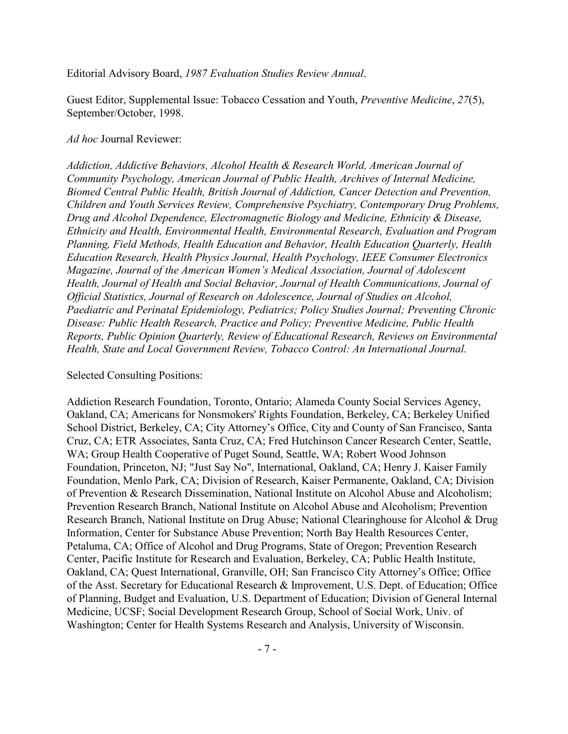Editorial Advisory Board, *1987 Evaluation Studies Review Annual*.

Guest Editor, Supplemental Issue: Tobacco Cessation and Youth, *Preventive Medicine*, *27*(5), September/October, 1998.

*Ad hoc* Journal Reviewer:

*Addiction, Addictive Behaviors, Alcohol Health & Research World, American Journal of Community Psychology, American Journal of Public Health, Archives of Internal Medicine, Biomed Central Public Health, British Journal of Addiction, Cancer Detection and Prevention, Children and Youth Services Review, Comprehensive Psychiatry, Contemporary Drug Problems, Drug and Alcohol Dependence, Electromagnetic Biology and Medicine, Ethnicity & Disease, Ethnicity and Health, Environmental Health, Environmental Research, Evaluation and Program Planning, Field Methods, Health Education and Behavior, Health Education Quarterly, Health Education Research, Health Physics Journal, Health Psychology, IEEE Consumer Electronics Magazine, Journal of the American Women's Medical Association, Journal of Adolescent Health, Journal of Health and Social Behavior, Journal of Health Communications, Journal of Official Statistics, Journal of Research on Adolescence, Journal of Studies on Alcohol, Paediatric and Perinatal Epidemiology, Pediatrics; Policy Studies Journal; Preventing Chronic Disease: Public Health Research, Practice and Policy; Preventive Medicine, Public Health Reports, Public Opinion Quarterly, Review of Educational Research, Reviews on Environmental Health, State and Local Government Review, Tobacco Control: An International Journal.*

Selected Consulting Positions:

Addiction Research Foundation, Toronto, Ontario; Alameda County Social Services Agency, Oakland, CA; Americans for Nonsmokers' Rights Foundation, Berkeley, CA; Berkeley Unified School District, Berkeley, CA; City Attorney's Office, City and County of San Francisco, Santa Cruz, CA; ETR Associates, Santa Cruz, CA; Fred Hutchinson Cancer Research Center, Seattle, WA; Group Health Cooperative of Puget Sound, Seattle, WA; Robert Wood Johnson Foundation, Princeton, NJ; "Just Say No", International, Oakland, CA; Henry J. Kaiser Family Foundation, Menlo Park, CA; Division of Research, Kaiser Permanente, Oakland, CA; Division of Prevention & Research Dissemination, National Institute on Alcohol Abuse and Alcoholism; Prevention Research Branch, National Institute on Alcohol Abuse and Alcoholism; Prevention Research Branch, National Institute on Drug Abuse; National Clearinghouse for Alcohol & Drug Information, Center for Substance Abuse Prevention; North Bay Health Resources Center, Petaluma, CA; Office of Alcohol and Drug Programs, State of Oregon; Prevention Research Center, Pacific Institute for Research and Evaluation, Berkeley, CA; Public Health Institute, Oakland, CA; Quest International, Granville, OH; San Francisco City Attorney's Office; Office of the Asst. Secretary for Educational Research & Improvement, U.S. Dept. of Education; Office of Planning, Budget and Evaluation, U.S. Department of Education; Division of General Internal Medicine, UCSF; Social Development Research Group, School of Social Work, Univ. of Washington; Center for Health Systems Research and Analysis, University of Wisconsin.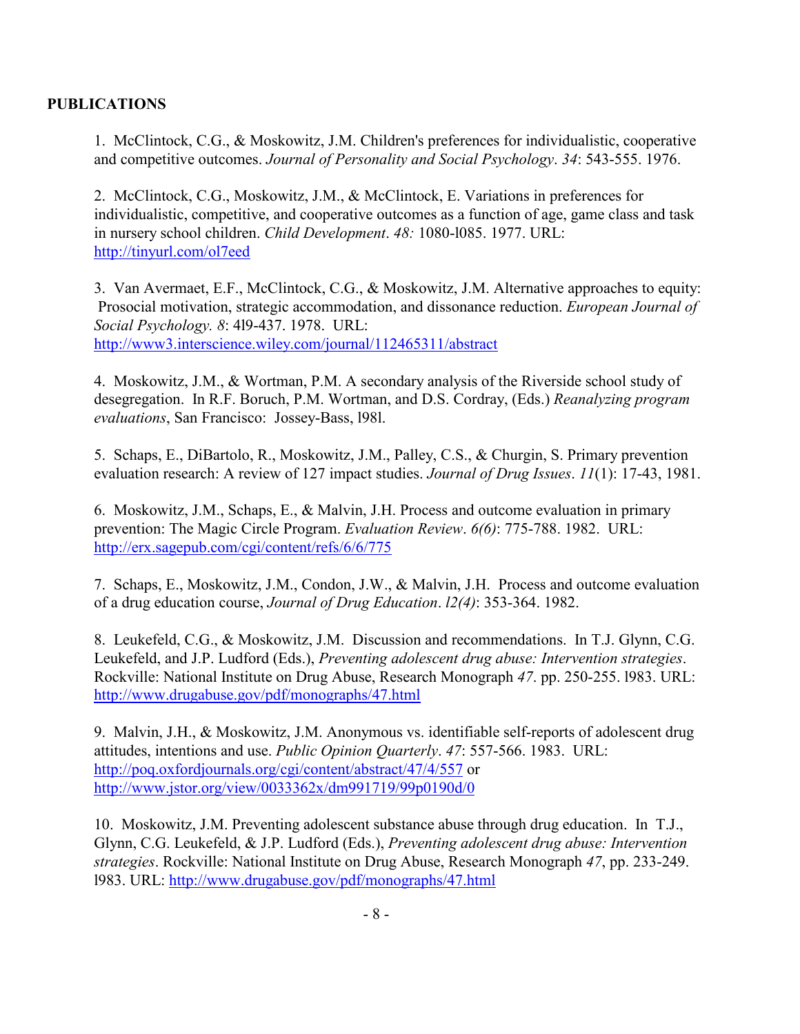**PUBLICATIONS**

1. McClintock, C.G., & Moskowitz, J.M. Children's preferences for individualistic, cooperative and competitive outcomes. *Journal of Personality and Social Psychology*. *34*: 543-555. 1976.

2. McClintock, C.G., Moskowitz, J.M., & McClintock, E. Variations in preferences for individualistic, competitive, and cooperative outcomes as a function of age, game class and task in nursery school children. *Child Development*. *48:* 1080-l085. 1977. URL: http://tinyurl.com/ol7eed

3. Van Avermaet, E.F., McClintock, C.G., & Moskowitz, J.M. Alternative approaches to equity: Prosocial motivation, strategic accommodation, and dissonance reduction. *European Journal of Social Psychology. 8*: 4l9-437. 1978. URL: http://www3.interscience.wiley.com/journal/112465311/abstract

4. Moskowitz, J.M., & Wortman, P.M. A secondary analysis of the Riverside school study of desegregation. In R.F. Boruch, P.M. Wortman, and D.S. Cordray, (Eds.) *Reanalyzing program evaluations*, San Francisco: Jossey-Bass, l98l.

5. Schaps, E., DiBartolo, R., Moskowitz, J.M., Palley, C.S., & Churgin, S. Primary prevention evaluation research: A review of 127 impact studies. *Journal of Drug Issues*. *11*(1): 17-43, 1981.

6. Moskowitz, J.M., Schaps, E., & Malvin, J.H. Process and outcome evaluation in primary prevention: The Magic Circle Program. *Evaluation Review*. *6(6)*: 775-788. 1982. URL: http://erx.sagepub.com/cgi/content/refs/6/6/775

7. Schaps, E., Moskowitz, J.M., Condon, J.W., & Malvin, J.H. Process and outcome evaluation of a drug education course, *Journal of Drug Education*. *l2(4)*: 353-364. 1982.

8. Leukefeld, C.G., & Moskowitz, J.M. Discussion and recommendations. In T.J. Glynn, C.G. Leukefeld, and J.P. Ludford (Eds.), *Preventing adolescent drug abuse: Intervention strategies*. Rockville: National Institute on Drug Abuse, Research Monograph *47*. pp. 250-255. l983. URL: http://www.drugabuse.gov/pdf/monographs/47.html

9. Malvin, J.H., & Moskowitz, J.M. Anonymous vs. identifiable self-reports of adolescent drug attitudes, intentions and use. *Public Opinion Quarterly*. *47*: 557-566. 1983. URL: http://poq.oxfordjournals.org/cgi/content/abstract/47/4/557 or http://www.jstor.org/view/0033362x/dm991719/99p0190d/0

10. Moskowitz, J.M. Preventing adolescent substance abuse through drug education. In T.J., Glynn, C.G. Leukefeld, & J.P. Ludford (Eds.), *Preventing adolescent drug abuse: Intervention strategies*. Rockville: National Institute on Drug Abuse, Research Monograph *47*, pp. 233-249. l983. URL: http://www.drugabuse.gov/pdf/monographs/47.html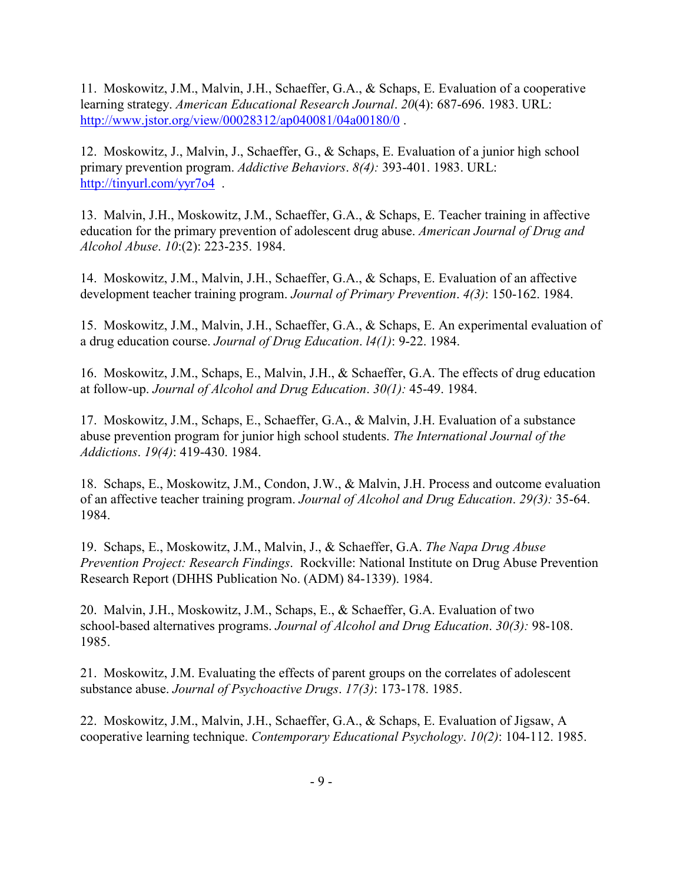11. Moskowitz, J.M., Malvin, J.H., Schaeffer, G.A., & Schaps, E. Evaluation of a cooperative learning strategy. *American Educational Research Journal*. *20*(4): 687-696. 1983. URL: [http://www.jstor.org/view/00028312/ap040081/04a00180/0](http://www.jstor.org/view/00028312/ap040081/04a00180/0) .

12. Moskowitz, J., Malvin, J., Schaeffer, G., & Schaps, E. Evaluation of a junior high school primary prevention program. *Addictive Behaviors*. *8(4):* 393-401. 1983. URL: [http://tinyurl.com/yyr7o4](http://tinyurl.com/yyr7o4) .

13. Malvin, J.H., Moskowitz, J.M., Schaeffer, G.A., & Schaps, E. Teacher training in affective education for the primary prevention of adolescent drug abuse. *American Journal of Drug and Alcohol Abuse*. *10*:(2): 223-235. 1984.

14. Moskowitz, J.M., Malvin, J.H., Schaeffer, G.A., & Schaps, E. Evaluation of an affective development teacher training program. *Journal of Primary Prevention*. *4(3)*: 150-162. 1984.

15. Moskowitz, J.M., Malvin, J.H., Schaeffer, G.A., & Schaps, E. An experimental evaluation of a drug education course. *Journal of Drug Education*. *l4(1)*: 9-22. 1984.

16. Moskowitz, J.M., Schaps, E., Malvin, J.H., & Schaeffer, G.A. The effects of drug education at follow-up. *Journal of Alcohol and Drug Education*. *30(1):* 45-49. 1984.

17. Moskowitz, J.M., Schaps, E., Schaeffer, G.A., & Malvin, J.H. Evaluation of a substance abuse prevention program for junior high school students. *The International Journal of the Addictions*. *19(4)*: 419-430. 1984.

18. Schaps, E., Moskowitz, J.M., Condon, J.W., & Malvin, J.H. Process and outcome evaluation of an affective teacher training program. *Journal of Alcohol and Drug Education*. *29(3):* 35-64. 1984.

19. Schaps, E., Moskowitz, J.M., Malvin, J., & Schaeffer, G.A. *The Napa Drug Abuse Prevention Project: Research Findings*. Rockville: National Institute on Drug Abuse Prevention Research Report (DHHS Publication No. (ADM) 84-1339). 1984.

20. Malvin, J.H., Moskowitz, J.M., Schaps, E., & Schaeffer, G.A. Evaluation of two school-based alternatives programs. *Journal of Alcohol and Drug Education*. *30(3):* 98-108. 1985.

21. Moskowitz, J.M. Evaluating the effects of parent groups on the correlates of adolescent substance abuse. *Journal of Psychoactive Drugs*. *17(3)*: 173-178. 1985.

22. Moskowitz, J.M., Malvin, J.H., Schaeffer, G.A., & Schaps, E. Evaluation of Jigsaw, A cooperative learning technique. *Contemporary Educational Psychology*. *10(2)*: 104-112. 1985.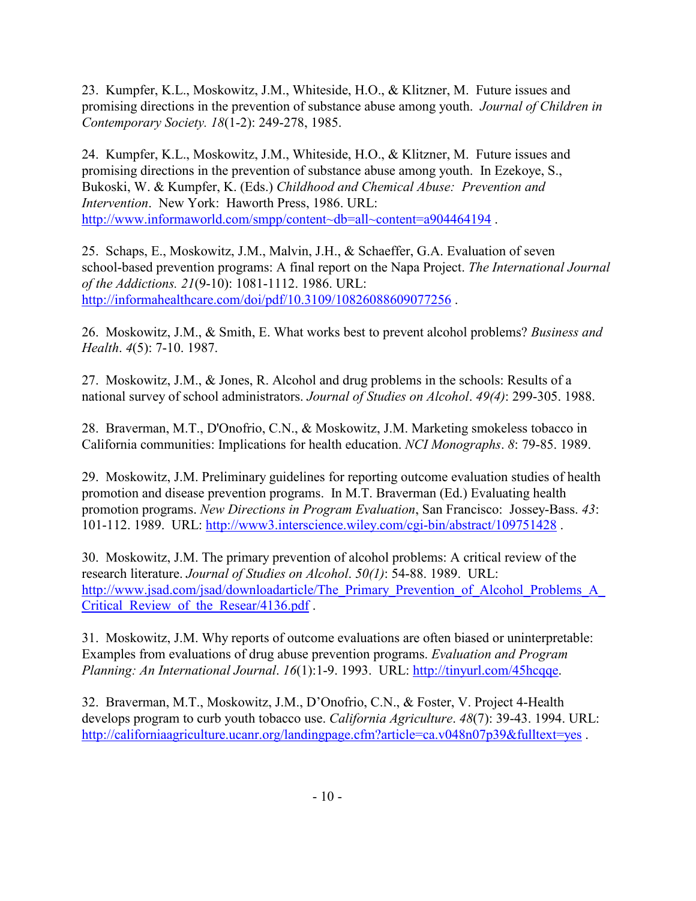23. Kumpfer, K.L., Moskowitz, J.M., Whiteside, H.O., & Klitzner, M. Future issues and promising directions in the prevention of substance abuse among youth. *Journal of Children in Contemporary Society. 18*(1-2): 249-278, 1985.

24. Kumpfer, K.L., Moskowitz, J.M., Whiteside, H.O., & Klitzner, M. Future issues and promising directions in the prevention of substance abuse among youth. In Ezekoye, S., Bukoski, W. & Kumpfer, K. (Eds.) *Childhood and Chemical Abuse: Prevention and Intervention*. New York: Haworth Press, 1986. URL: http://www.informaworld.com/smpp/content~db=all~content=a904464194 .

25. Schaps, E., Moskowitz, J.M., Malvin, J.H., & Schaeffer, G.A. Evaluation of seven school-based prevention programs: A final report on the Napa Project. *The International Journal of the Addictions. 21*(9-10): 1081-1112. 1986. URL: http://informahealthcare.com/doi/pdf/10.3109/10826088609077256 .

26. Moskowitz, J.M., & Smith, E. What works best to prevent alcohol problems? *Business and Health*. *4*(5): 7-10. 1987.

27. Moskowitz, J.M., & Jones, R. Alcohol and drug problems in the schools: Results of a national survey of school administrators. *Journal of Studies on Alcohol*. *49(4)*: 299-305. 1988.

28. Braverman, M.T., D'Onofrio, C.N., & Moskowitz, J.M. Marketing smokeless tobacco in California communities: Implications for health education. *NCI Monographs*. *8*: 79-85. 1989.

29. Moskowitz, J.M. Preliminary guidelines for reporting outcome evaluation studies of health promotion and disease prevention programs. In M.T. Braverman (Ed.) Evaluating health promotion programs. *New Directions in Program Evaluation*, San Francisco: Jossey-Bass. *43*: 101-112. 1989. URL: http://www3.interscience.wiley.com/cgi-bin/abstract/109751428 .

30. Moskowitz, J.M. The primary prevention of alcohol problems: A critical review of the research literature. *Journal of Studies on Alcohol*. *50(1)*: 54-88. 1989. URL: http://www.jsad.com/jsad/downloadarticle/The_Primary_Prevention_of_Alcohol_Problems_A_Critical_Review_of_the_Resear/4136.pdf .

31. Moskowitz, J.M. Why reports of outcome evaluations are often biased or uninterpretable: Examples from evaluations of drug abuse prevention programs. *Evaluation and Program Planning: An International Journal*. *16*(1):1-9. 1993. URL: http://tinyurl.com/45hcqqe.

32. Braverman, M.T., Moskowitz, J.M., D'Onofrio, C.N., & Foster, V. Project 4-Health develops program to curb youth tobacco use. *California Agriculture*. *48*(7): 39-43. 1994. URL: http://californiaagriculture.ucanr.org/landingpage.cfm?article=ca.v048n07p39&fulltext=yes .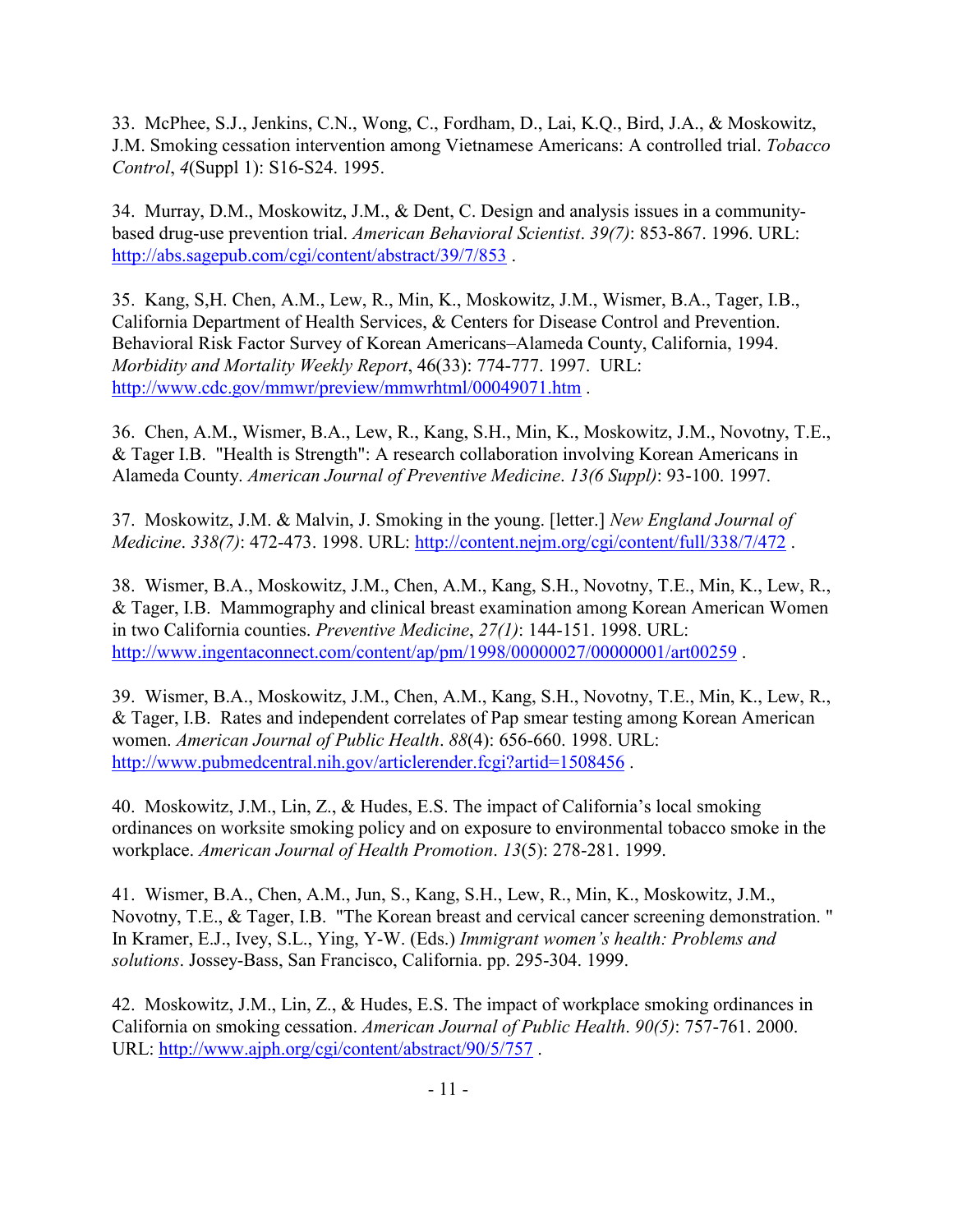33. McPhee, S.J., Jenkins, C.N., Wong, C., Fordham, D., Lai, K.Q., Bird, J.A., & Moskowitz, J.M. Smoking cessation intervention among Vietnamese Americans: A controlled trial. *Tobacco Control*, *4*(Suppl 1): S16-S24. 1995.

34. Murray, D.M., Moskowitz, J.M., & Dent, C. Design and analysis issues in a community-based drug-use prevention trial. *American Behavioral Scientist*. *39(7)*: 853-867. 1996. URL: [http://abs.sagepub.com/cgi/content/abstract/39/7/853](http://abs.sagepub.com/cgi/content/abstract/39/7/853) .

35. Kang, S,H. Chen, A.M., Lew, R., Min, K., Moskowitz, J.M., Wismer, B.A., Tager, I.B., California Department of Health Services, & Centers for Disease Control and Prevention. Behavioral Risk Factor Survey of Korean Americans–Alameda County, California, 1994. *Morbidity and Mortality Weekly Report*, 46(33): 774-777. 1997. URL: [http://www.cdc.gov/mmwr/preview/mmwrhtml/00049071.htm](http://www.cdc.gov/mmwr/preview/mmwrhtml/00049071.htm) .

36. Chen, A.M., Wismer, B.A., Lew, R., Kang, S.H., Min, K., Moskowitz, J.M., Novotny, T.E., & Tager I.B. "Health is Strength": A research collaboration involving Korean Americans in Alameda County. *American Journal of Preventive Medicine*. *13(6 Suppl)*: 93-100. 1997.

37. Moskowitz, J.M. & Malvin, J. Smoking in the young. [letter.] *New England Journal of Medicine*. *338(7)*: 472-473. 1998. URL: [http://content.nejm.org/cgi/content/full/338/7/472](http://content.nejm.org/cgi/content/full/338/7/472) .

38. Wismer, B.A., Moskowitz, J.M., Chen, A.M., Kang, S.H., Novotny, T.E., Min, K., Lew, R., & Tager, I.B. Mammography and clinical breast examination among Korean American Women in two California counties. *Preventive Medicine*, *27(1)*: 144-151. 1998. URL: [http://www.ingentaconnect.com/content/ap/pm/1998/00000027/00000001/art00259](http://www.ingentaconnect.com/content/ap/pm/1998/00000027/00000001/art00259) .

39. Wismer, B.A., Moskowitz, J.M., Chen, A.M., Kang, S.H., Novotny, T.E., Min, K., Lew, R., & Tager, I.B. Rates and independent correlates of Pap smear testing among Korean American women. *American Journal of Public Health*. *88*(4): 656-660. 1998. URL: [http://www.pubmedcentral.nih.gov/articlerender.fcgi?artid=1508456](http://www.pubmedcentral.nih.gov/articlerender.fcgi?artid=1508456) .

40. Moskowitz, J.M., Lin, Z., & Hudes, E.S. The impact of California's local smoking ordinances on worksite smoking policy and on exposure to environmental tobacco smoke in the workplace. *American Journal of Health Promotion*. *13*(5): 278-281. 1999.

41. Wismer, B.A., Chen, A.M., Jun, S., Kang, S.H., Lew, R., Min, K., Moskowitz, J.M., Novotny, T.E., & Tager, I.B. "The Korean breast and cervical cancer screening demonstration. " In Kramer, E.J., Ivey, S.L., Ying, Y-W. (Eds.) *Immigrant women's health: Problems and solutions*. Jossey-Bass, San Francisco, California. pp. 295-304. 1999.

42. Moskowitz, J.M., Lin, Z., & Hudes, E.S. The impact of workplace smoking ordinances in California on smoking cessation. *American Journal of Public Health*. *90(5)*: 757-761. 2000. URL: [http://www.ajph.org/cgi/content/abstract/90/5/757](http://www.ajph.org/cgi/content/abstract/90/5/757) .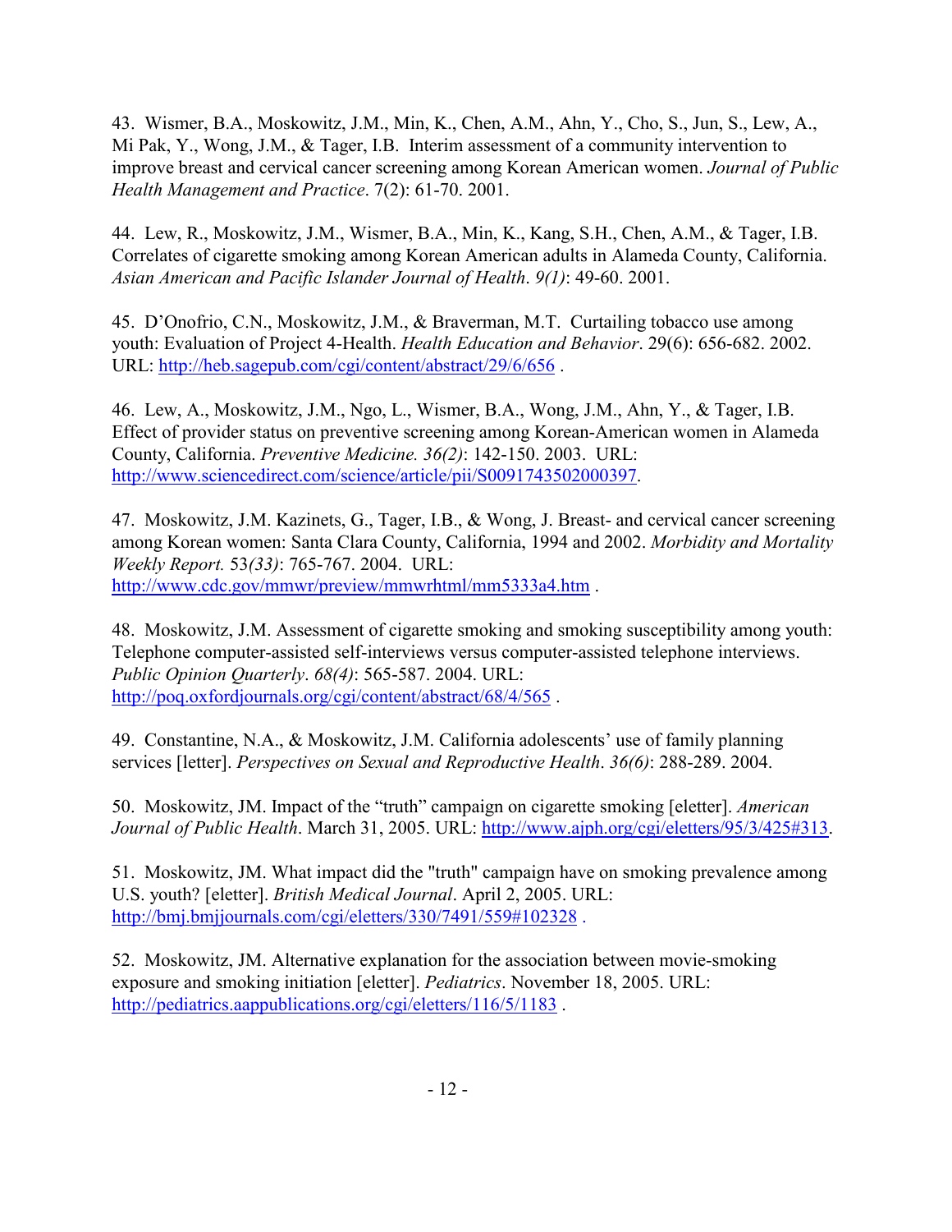43. Wismer, B.A., Moskowitz, J.M., Min, K., Chen, A.M., Ahn, Y., Cho, S., Jun, S., Lew, A., Mi Pak, Y., Wong, J.M., & Tager, I.B. Interim assessment of a community intervention to improve breast and cervical cancer screening among Korean American women. *Journal of Public Health Management and Practice*. 7(2): 61-70. 2001.

44. Lew, R., Moskowitz, J.M., Wismer, B.A., Min, K., Kang, S.H., Chen, A.M., & Tager, I.B. Correlates of cigarette smoking among Korean American adults in Alameda County, California. *Asian American and Pacific Islander Journal of Health*. *9(1)*: 49-60. 2001.

45. D'Onofrio, C.N., Moskowitz, J.M., & Braverman, M.T. Curtailing tobacco use among youth: Evaluation of Project 4-Health. *Health Education and Behavior*. 29(6): 656-682. 2002. URL: http://heb.sagepub.com/cgi/content/abstract/29/6/656 .

46. Lew, A., Moskowitz, J.M., Ngo, L., Wismer, B.A., Wong, J.M., Ahn, Y., & Tager, I.B. Effect of provider status on preventive screening among Korean-American women in Alameda County, California. *Preventive Medicine. 36(2)*: 142-150. 2003. URL: http://www.sciencedirect.com/science/article/pii/S0091743502000397.

47. Moskowitz, J.M. Kazinets, G., Tager, I.B., & Wong, J. Breast- and cervical cancer screening among Korean women: Santa Clara County, California, 1994 and 2002. *Morbidity and Mortality Weekly Report.* 53*(33)*: 765-767. 2004. URL: http://www.cdc.gov/mmwr/preview/mmwrhtml/mm5333a4.htm .

48. Moskowitz, J.M. Assessment of cigarette smoking and smoking susceptibility among youth: Telephone computer-assisted self-interviews versus computer-assisted telephone interviews. *Public Opinion Quarterly*. *68(4)*: 565-587. 2004. URL: http://poq.oxfordjournals.org/cgi/content/abstract/68/4/565 .

49. Constantine, N.A., & Moskowitz, J.M. California adolescents' use of family planning services [letter]. *Perspectives on Sexual and Reproductive Health*. *36(6)*: 288-289. 2004.

50. Moskowitz, JM. Impact of the "truth" campaign on cigarette smoking [eletter]. *American Journal of Public Health*. March 31, 2005. URL: http://www.ajph.org/cgi/eletters/95/3/425#313.

51. Moskowitz, JM. What impact did the "truth" campaign have on smoking prevalence among U.S. youth? [eletter]. *British Medical Journal*. April 2, 2005. URL: http://bmj.bmjjournals.com/cgi/eletters/330/7491/559#102328 .

52. Moskowitz, JM. Alternative explanation for the association between movie-smoking exposure and smoking initiation [eletter]. *Pediatrics*. November 18, 2005. URL: http://pediatrics.aappublications.org/cgi/eletters/116/5/1183 .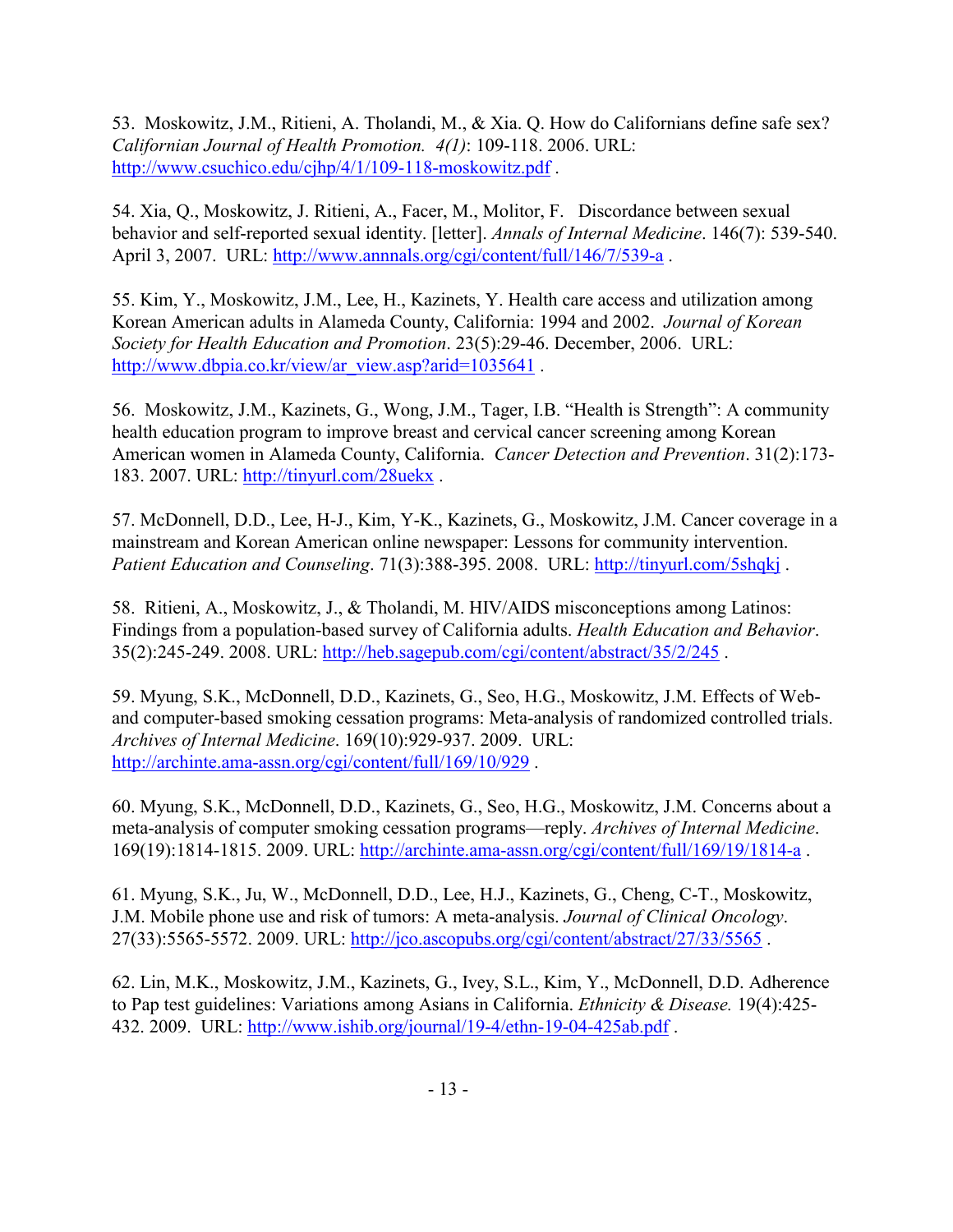53. Moskowitz, J.M., Ritieni, A. Tholandi, M., & Xia. Q. How do Californians define safe sex? *Californian Journal of Health Promotion. 4(1)*: 109-118. 2006. URL: http://www.csuchico.edu/cjhp/4/1/109-118-moskowitz.pdf .

54. Xia, Q., Moskowitz, J. Ritieni, A., Facer, M., Molitor, F. Discordance between sexual behavior and self-reported sexual identity. [letter]. *Annals of Internal Medicine*. 146(7): 539-540. April 3, 2007. URL: http://www.annnals.org/cgi/content/full/146/7/539-a .

55. Kim, Y., Moskowitz, J.M., Lee, H., Kazinets, Y. Health care access and utilization among Korean American adults in Alameda County, California: 1994 and 2002. *Journal of Korean Society for Health Education and Promotion*. 23(5):29-46. December, 2006. URL: http://www.dbpia.co.kr/view/ar_view.asp?arid=1035641 .

56. Moskowitz, J.M., Kazinets, G., Wong, J.M., Tager, I.B. "Health is Strength": A community health education program to improve breast and cervical cancer screening among Korean American women in Alameda County, California. *Cancer Detection and Prevention*. 31(2):173-183. 2007. URL: http://tinyurl.com/28uekx .

57. McDonnell, D.D., Lee, H-J., Kim, Y-K., Kazinets, G., Moskowitz, J.M. Cancer coverage in a mainstream and Korean American online newspaper: Lessons for community intervention. *Patient Education and Counseling*. 71(3):388-395. 2008. URL: http://tinyurl.com/5shqkj .

58. Ritieni, A., Moskowitz, J., & Tholandi, M. HIV/AIDS misconceptions among Latinos: Findings from a population-based survey of California adults. *Health Education and Behavior*. 35(2):245-249. 2008. URL: http://heb.sagepub.com/cgi/content/abstract/35/2/245 .

59. Myung, S.K., McDonnell, D.D., Kazinets, G., Seo, H.G., Moskowitz, J.M. Effects of Web-and computer-based smoking cessation programs: Meta-analysis of randomized controlled trials. *Archives of Internal Medicine*. 169(10):929-937. 2009. URL: http://archinte.ama-assn.org/cgi/content/full/169/10/929 .

60. Myung, S.K., McDonnell, D.D., Kazinets, G., Seo, H.G., Moskowitz, J.M. Concerns about a meta-analysis of computer smoking cessation programs—reply. *Archives of Internal Medicine*. 169(19):1814-1815. 2009. URL: http://archinte.ama-assn.org/cgi/content/full/169/19/1814-a .

61. Myung, S.K., Ju, W., McDonnell, D.D., Lee, H.J., Kazinets, G., Cheng, C-T., Moskowitz, J.M. Mobile phone use and risk of tumors: A meta-analysis. *Journal of Clinical Oncology*. 27(33):5565-5572. 2009. URL: http://jco.ascopubs.org/cgi/content/abstract/27/33/5565 .

62. Lin, M.K., Moskowitz, J.M., Kazinets, G., Ivey, S.L., Kim, Y., McDonnell, D.D. Adherence to Pap test guidelines: Variations among Asians in California. *Ethnicity & Disease.* 19(4):425-432. 2009. URL: http://www.ishib.org/journal/19-4/ethn-19-04-425ab.pdf .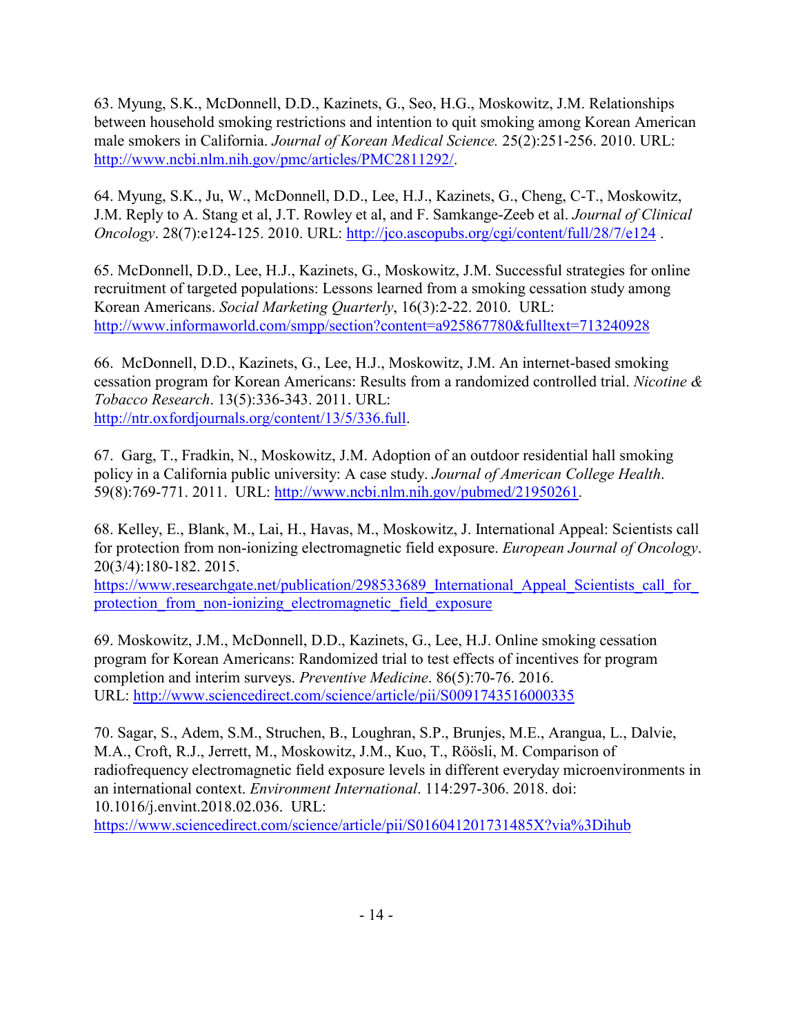63. Myung, S.K., McDonnell, D.D., Kazinets, G., Seo, H.G., Moskowitz, J.M. Relationships between household smoking restrictions and intention to quit smoking among Korean American male smokers in California. *Journal of Korean Medical Science.* 25(2):251-256. 2010. URL: http://www.ncbi.nlm.nih.gov/pmc/articles/PMC2811292/.

64. Myung, S.K., Ju, W., McDonnell, D.D., Lee, H.J., Kazinets, G., Cheng, C-T., Moskowitz, J.M. Reply to A. Stang et al, J.T. Rowley et al, and F. Samkange-Zeeb et al. *Journal of Clinical Oncology*. 28(7):e124-125. 2010. URL: http://jco.ascopubs.org/cgi/content/full/28/7/e124 .

65. McDonnell, D.D., Lee, H.J., Kazinets, G., Moskowitz, J.M. Successful strategies for online recruitment of targeted populations: Lessons learned from a smoking cessation study among Korean Americans. *Social Marketing Quarterly*, 16(3):2-22. 2010. URL: http://www.informaworld.com/smpp/section?content=a925867780&fulltext=713240928

66. McDonnell, D.D., Kazinets, G., Lee, H.J., Moskowitz, J.M. An internet-based smoking cessation program for Korean Americans: Results from a randomized controlled trial. *Nicotine & Tobacco Research*. 13(5):336-343. 2011. URL: http://ntr.oxfordjournals.org/content/13/5/336.full.

67. Garg, T., Fradkin, N., Moskowitz, J.M. Adoption of an outdoor residential hall smoking policy in a California public university: A case study. *Journal of American College Health*. 59(8):769-771. 2011. URL: http://www.ncbi.nlm.nih.gov/pubmed/21950261.

68. Kelley, E., Blank, M., Lai, H., Havas, M., Moskowitz, J. International Appeal: Scientists call for protection from non-ionizing electromagnetic field exposure. *European Journal of Oncology*. 20(3/4):180-182. 2015. https://www.researchgate.net/publication/298533689_International_Appeal_Scientists_call_for_protection_from_non-ionizing_electromagnetic_field_exposure

69. Moskowitz, J.M., McDonnell, D.D., Kazinets, G., Lee, H.J. Online smoking cessation program for Korean Americans: Randomized trial to test effects of incentives for program completion and interim surveys. *Preventive Medicine*. 86(5):70-76. 2016. URL: http://www.sciencedirect.com/science/article/pii/S0091743516000335

70. Sagar, S., Adem, S.M., Struchen, B., Loughran, S.P., Brunjes, M.E., Arangua, L., Dalvie, M.A., Croft, R.J., Jerrett, M., Moskowitz, J.M., Kuo, T., Röösli, M. Comparison of radiofrequency electromagnetic field exposure levels in different everyday microenvironments in an international context. *Environment International*. 114:297-306. 2018. doi: 10.1016/j.envint.2018.02.036. URL: https://www.sciencedirect.com/science/article/pii/S016041201731485X?via%3Dihub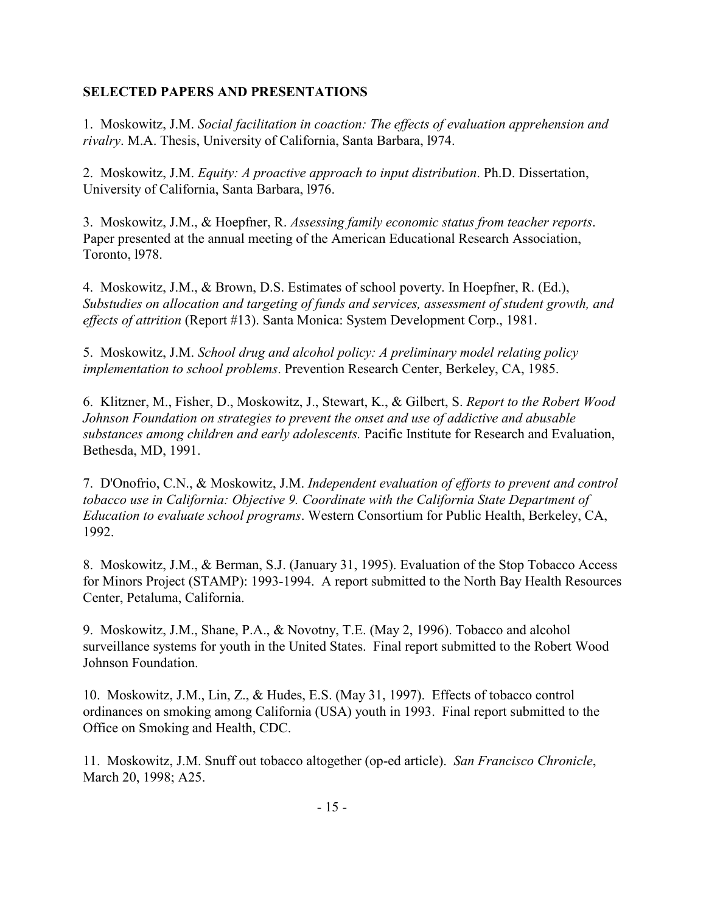**SELECTED PAPERS AND PRESENTATIONS**

1. Moskowitz, J.M. *Social facilitation in coaction: The effects of evaluation apprehension and rivalry*. M.A. Thesis, University of California, Santa Barbara, l974.

2. Moskowitz, J.M. *Equity: A proactive approach to input distribution*. Ph.D. Dissertation, University of California, Santa Barbara, l976.

3. Moskowitz, J.M., & Hoepfner, R. *Assessing family economic status from teacher reports*. Paper presented at the annual meeting of the American Educational Research Association, Toronto, l978.

4. Moskowitz, J.M., & Brown, D.S. Estimates of school poverty. In Hoepfner, R. (Ed.), *Substudies on allocation and targeting of funds and services, assessment of student growth, and effects of attrition* (Report #13). Santa Monica: System Development Corp., 1981.

5. Moskowitz, J.M. *School drug and alcohol policy: A preliminary model relating policy implementation to school problems*. Prevention Research Center, Berkeley, CA, 1985.

6. Klitzner, M., Fisher, D., Moskowitz, J., Stewart, K., & Gilbert, S. *Report to the Robert Wood Johnson Foundation on strategies to prevent the onset and use of addictive and abusable substances among children and early adolescents.* Pacific Institute for Research and Evaluation, Bethesda, MD, 1991.

7. D'Onofrio, C.N., & Moskowitz, J.M. *Independent evaluation of efforts to prevent and control tobacco use in California: Objective 9. Coordinate with the California State Department of Education to evaluate school programs*. Western Consortium for Public Health, Berkeley, CA, 1992.

8. Moskowitz, J.M., & Berman, S.J. (January 31, 1995). Evaluation of the Stop Tobacco Access for Minors Project (STAMP): 1993-1994. A report submitted to the North Bay Health Resources Center, Petaluma, California.

9. Moskowitz, J.M., Shane, P.A., & Novotny, T.E. (May 2, 1996). Tobacco and alcohol surveillance systems for youth in the United States. Final report submitted to the Robert Wood Johnson Foundation.

10. Moskowitz, J.M., Lin, Z., & Hudes, E.S. (May 31, 1997). Effects of tobacco control ordinances on smoking among California (USA) youth in 1993. Final report submitted to the Office on Smoking and Health, CDC.

11. Moskowitz, J.M. Snuff out tobacco altogether (op-ed article). *San Francisco Chronicle*, March 20, 1998; A25.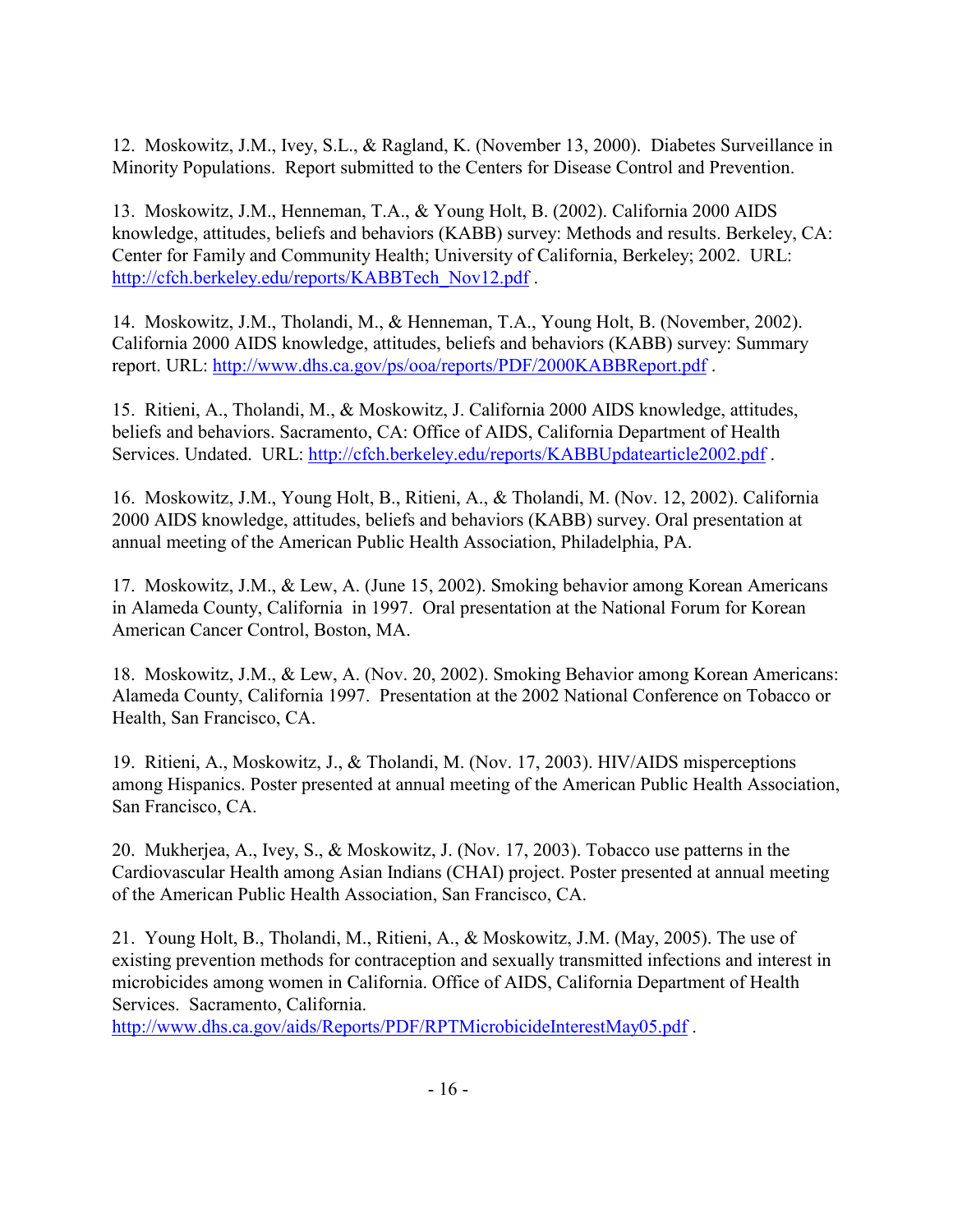12. Moskowitz, J.M., Ivey, S.L., & Ragland, K. (November 13, 2000). Diabetes Surveillance in Minority Populations. Report submitted to the Centers for Disease Control and Prevention.

13. Moskowitz, J.M., Henneman, T.A., & Young Holt, B. (2002). California 2000 AIDS knowledge, attitudes, beliefs and behaviors (KABB) survey: Methods and results. Berkeley, CA: Center for Family and Community Health; University of California, Berkeley; 2002. URL: [http://cfch.berkeley.edu/reports/KABBTech_Nov12.pdf](http://cfch.berkeley.edu/reports/KABBTech_Nov12.pdf) .

14. Moskowitz, J.M., Tholandi, M., & Henneman, T.A., Young Holt, B. (November, 2002). California 2000 AIDS knowledge, attitudes, beliefs and behaviors (KABB) survey: Summary report. URL: [http://www.dhs.ca.gov/ps/ooa/reports/PDF/2000KABBReport.pdf](http://www.dhs.ca.gov/ps/ooa/reports/PDF/2000KABBReport.pdf) .

15. Ritieni, A., Tholandi, M., & Moskowitz, J. California 2000 AIDS knowledge, attitudes, beliefs and behaviors. Sacramento, CA: Office of AIDS, California Department of Health Services. Undated. URL: [http://cfch.berkeley.edu/reports/KABBUpdatearticle2002.pdf](http://cfch.berkeley.edu/reports/KABBUpdatearticle2002.pdf) .

16. Moskowitz, J.M., Young Holt, B., Ritieni, A., & Tholandi, M. (Nov. 12, 2002). California 2000 AIDS knowledge, attitudes, beliefs and behaviors (KABB) survey. Oral presentation at annual meeting of the American Public Health Association, Philadelphia, PA.

17. Moskowitz, J.M., & Lew, A. (June 15, 2002). Smoking behavior among Korean Americans in Alameda County, California in 1997. Oral presentation at the National Forum for Korean American Cancer Control, Boston, MA.

18. Moskowitz, J.M., & Lew, A. (Nov. 20, 2002). Smoking Behavior among Korean Americans: Alameda County, California 1997. Presentation at the 2002 National Conference on Tobacco or Health, San Francisco, CA.

19. Ritieni, A., Moskowitz, J., & Tholandi, M. (Nov. 17, 2003). HIV/AIDS misperceptions among Hispanics. Poster presented at annual meeting of the American Public Health Association, San Francisco, CA.

20. Mukherjea, A., Ivey, S., & Moskowitz, J. (Nov. 17, 2003). Tobacco use patterns in the Cardiovascular Health among Asian Indians (CHAI) project. Poster presented at annual meeting of the American Public Health Association, San Francisco, CA.

21. Young Holt, B., Tholandi, M., Ritieni, A., & Moskowitz, J.M. (May, 2005). The use of existing prevention methods for contraception and sexually transmitted infections and interest in microbicides among women in California. Office of AIDS, California Department of Health Services. Sacramento, California.
[http://www.dhs.ca.gov/aids/Reports/PDF/RPTMicrobicideInterestMay05.pdf](http://www.dhs.ca.gov/aids/Reports/PDF/RPTMicrobicideInterestMay05.pdf) .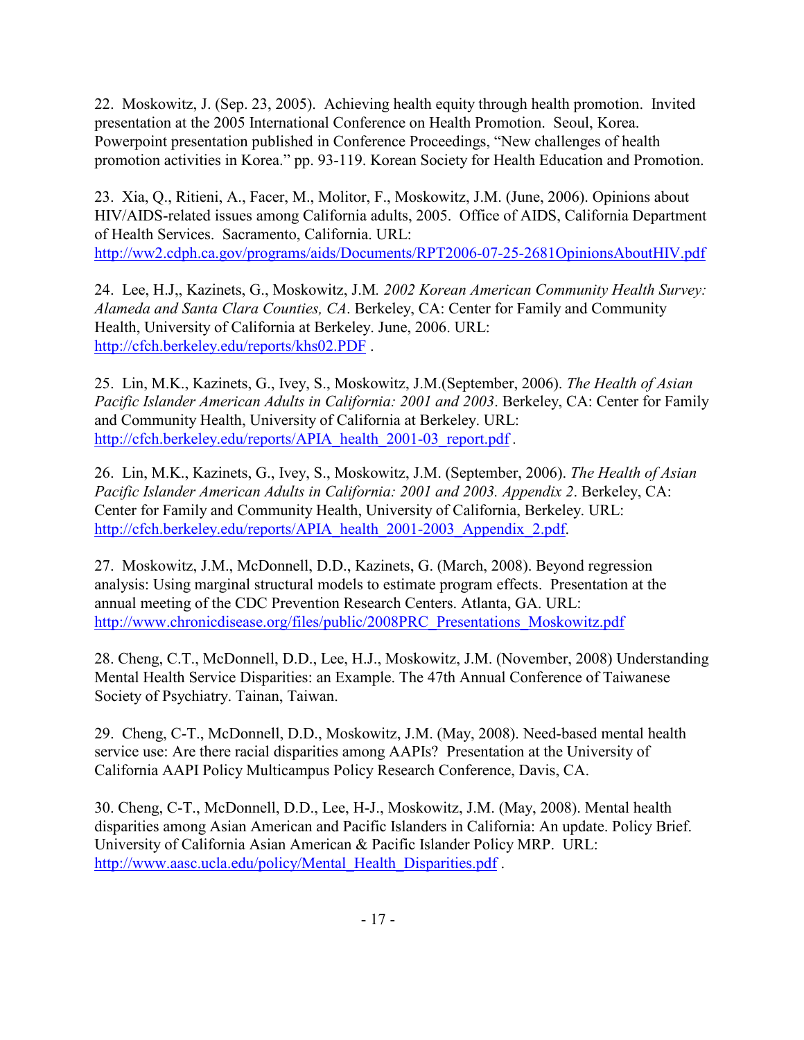22. Moskowitz, J. (Sep. 23, 2005). Achieving health equity through health promotion. Invited presentation at the 2005 International Conference on Health Promotion. Seoul, Korea. Powerpoint presentation published in Conference Proceedings, "New challenges of health promotion activities in Korea." pp. 93-119. Korean Society for Health Education and Promotion.

23. Xia, Q., Ritieni, A., Facer, M., Molitor, F., Moskowitz, J.M. (June, 2006). Opinions about HIV/AIDS-related issues among California adults, 2005. Office of AIDS, California Department of Health Services. Sacramento, California. URL: http://ww2.cdph.ca.gov/programs/aids/Documents/RPT2006-07-25-2681OpinionsAboutHIV.pdf

24. Lee, H.J,, Kazinets, G., Moskowitz, J.M. *2002 Korean American Community Health Survey: Alameda and Santa Clara Counties, CA*. Berkeley, CA: Center for Family and Community Health, University of California at Berkeley. June, 2006. URL: http://cfch.berkeley.edu/reports/khs02.PDF .

25. Lin, M.K., Kazinets, G., Ivey, S., Moskowitz, J.M.(September, 2006). *The Health of Asian Pacific Islander American Adults in California: 2001 and 2003*. Berkeley, CA: Center for Family and Community Health, University of California at Berkeley. URL: http://cfch.berkeley.edu/reports/APIA_health_2001-03_report.pdf .

26. Lin, M.K., Kazinets, G., Ivey, S., Moskowitz, J.M. (September, 2006). *The Health of Asian Pacific Islander American Adults in California: 2001 and 2003. Appendix 2*. Berkeley, CA: Center for Family and Community Health, University of California, Berkeley. URL: http://cfch.berkeley.edu/reports/APIA_health_2001-2003_Appendix_2.pdf.

27. Moskowitz, J.M., McDonnell, D.D., Kazinets, G. (March, 2008). Beyond regression analysis: Using marginal structural models to estimate program effects. Presentation at the annual meeting of the CDC Prevention Research Centers. Atlanta, GA. URL: http://www.chronicdisease.org/files/public/2008PRC_Presentations_Moskowitz.pdf

28. Cheng, C.T., McDonnell, D.D., Lee, H.J., Moskowitz, J.M. (November, 2008) Understanding Mental Health Service Disparities: an Example. The 47th Annual Conference of Taiwanese Society of Psychiatry. Tainan, Taiwan.

29. Cheng, C-T., McDonnell, D.D., Moskowitz, J.M. (May, 2008). Need-based mental health service use: Are there racial disparities among AAPIs? Presentation at the University of California AAPI Policy Multicampus Policy Research Conference, Davis, CA.

30. Cheng, C-T., McDonnell, D.D., Lee, H-J., Moskowitz, J.M. (May, 2008). Mental health disparities among Asian American and Pacific Islanders in California: An update. Policy Brief. University of California Asian American & Pacific Islander Policy MRP. URL: http://www.aasc.ucla.edu/policy/Mental_Health_Disparities.pdf .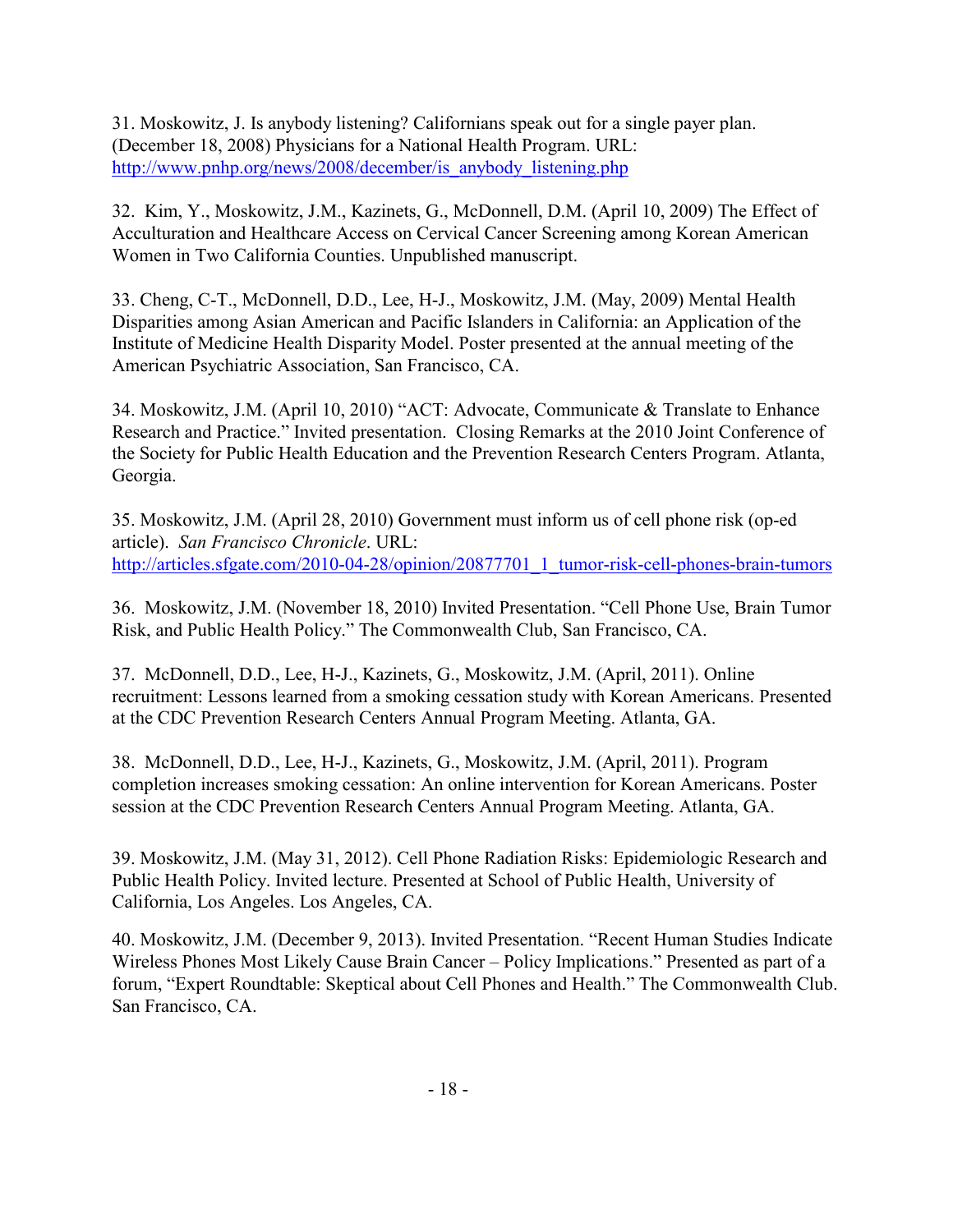31. Moskowitz, J. Is anybody listening? Californians speak out for a single payer plan. (December 18, 2008) Physicians for a National Health Program. URL: http://www.pnhp.org/news/2008/december/is_anybody_listening.php

32. Kim, Y., Moskowitz, J.M., Kazinets, G., McDonnell, D.M. (April 10, 2009) The Effect of Acculturation and Healthcare Access on Cervical Cancer Screening among Korean American Women in Two California Counties. Unpublished manuscript.

33. Cheng, C-T., McDonnell, D.D., Lee, H-J., Moskowitz, J.M. (May, 2009) Mental Health Disparities among Asian American and Pacific Islanders in California: an Application of the Institute of Medicine Health Disparity Model. Poster presented at the annual meeting of the American Psychiatric Association, San Francisco, CA.

34. Moskowitz, J.M. (April 10, 2010) "ACT: Advocate, Communicate & Translate to Enhance Research and Practice." Invited presentation. Closing Remarks at the 2010 Joint Conference of the Society for Public Health Education and the Prevention Research Centers Program. Atlanta, Georgia.

35. Moskowitz, J.M. (April 28, 2010) Government must inform us of cell phone risk (op-ed article). *San Francisco Chronicle*. URL: http://articles.sfgate.com/2010-04-28/opinion/20877701_1_tumor-risk-cell-phones-brain-tumors

36. Moskowitz, J.M. (November 18, 2010) Invited Presentation. "Cell Phone Use, Brain Tumor Risk, and Public Health Policy." The Commonwealth Club, San Francisco, CA.

37. McDonnell, D.D., Lee, H-J., Kazinets, G., Moskowitz, J.M. (April, 2011). Online recruitment: Lessons learned from a smoking cessation study with Korean Americans. Presented at the CDC Prevention Research Centers Annual Program Meeting. Atlanta, GA.

38. McDonnell, D.D., Lee, H-J., Kazinets, G., Moskowitz, J.M. (April, 2011). Program completion increases smoking cessation: An online intervention for Korean Americans. Poster session at the CDC Prevention Research Centers Annual Program Meeting. Atlanta, GA.

39. Moskowitz, J.M. (May 31, 2012). Cell Phone Radiation Risks: Epidemiologic Research and Public Health Policy. Invited lecture. Presented at School of Public Health, University of California, Los Angeles. Los Angeles, CA.

40. Moskowitz, J.M. (December 9, 2013). Invited Presentation. "Recent Human Studies Indicate Wireless Phones Most Likely Cause Brain Cancer – Policy Implications." Presented as part of a forum, "Expert Roundtable: Skeptical about Cell Phones and Health." The Commonwealth Club. San Francisco, CA.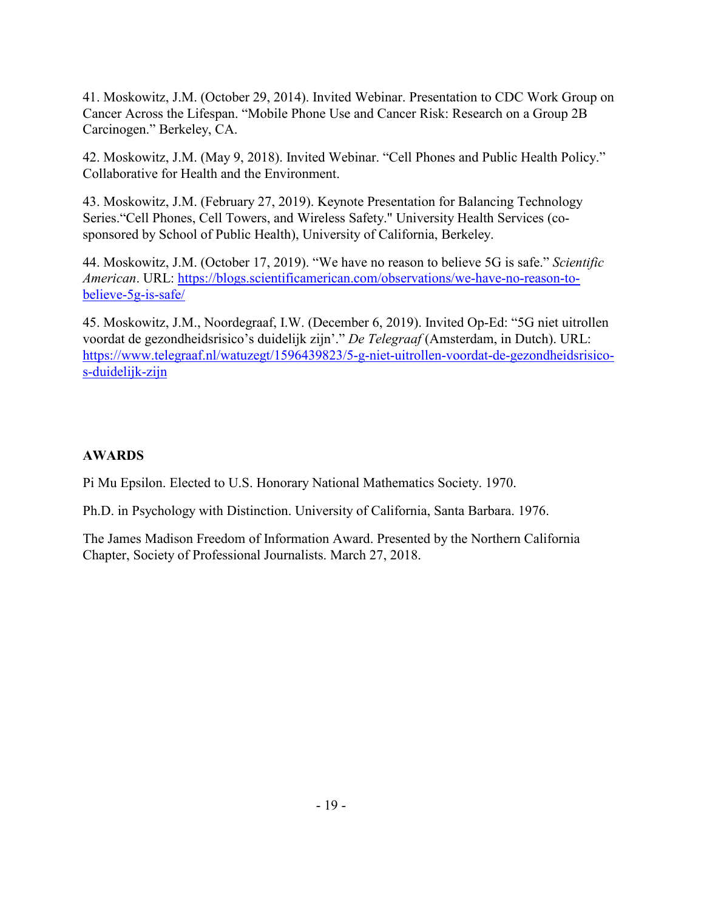41. Moskowitz, J.M. (October 29, 2014). Invited Webinar. Presentation to CDC Work Group on Cancer Across the Lifespan. "Mobile Phone Use and Cancer Risk: Research on a Group 2B Carcinogen." Berkeley, CA.

42. Moskowitz, J.M. (May 9, 2018). Invited Webinar. "Cell Phones and Public Health Policy." Collaborative for Health and the Environment.

43. Moskowitz, J.M. (February 27, 2019). Keynote Presentation for Balancing Technology Series."Cell Phones, Cell Towers, and Wireless Safety." University Health Services (co-sponsored by School of Public Health), University of California, Berkeley.

44. Moskowitz, J.M. (October 17, 2019). "We have no reason to believe 5G is safe." *Scientific American*. URL: https://blogs.scientificamerican.com/observations/we-have-no-reason-to-believe-5g-is-safe/

45. Moskowitz, J.M., Noordegraaf, I.W. (December 6, 2019). Invited Op-Ed: "5G niet uitrollen voordat de gezondheidsrisico's duidelijk zijn'." *De Telegraaf* (Amsterdam, in Dutch). URL: https://www.telegraaf.nl/watuzegt/1596439823/5-g-niet-uitrollen-voordat-de-gezondheidsrisico-s-duidelijk-zijn

## AWARDS

Pi Mu Epsilon. Elected to U.S. Honorary National Mathematics Society. 1970.

Ph.D. in Psychology with Distinction. University of California, Santa Barbara. 1976.

The James Madison Freedom of Information Award. Presented by the Northern California Chapter, Society of Professional Journalists. March 27, 2018.